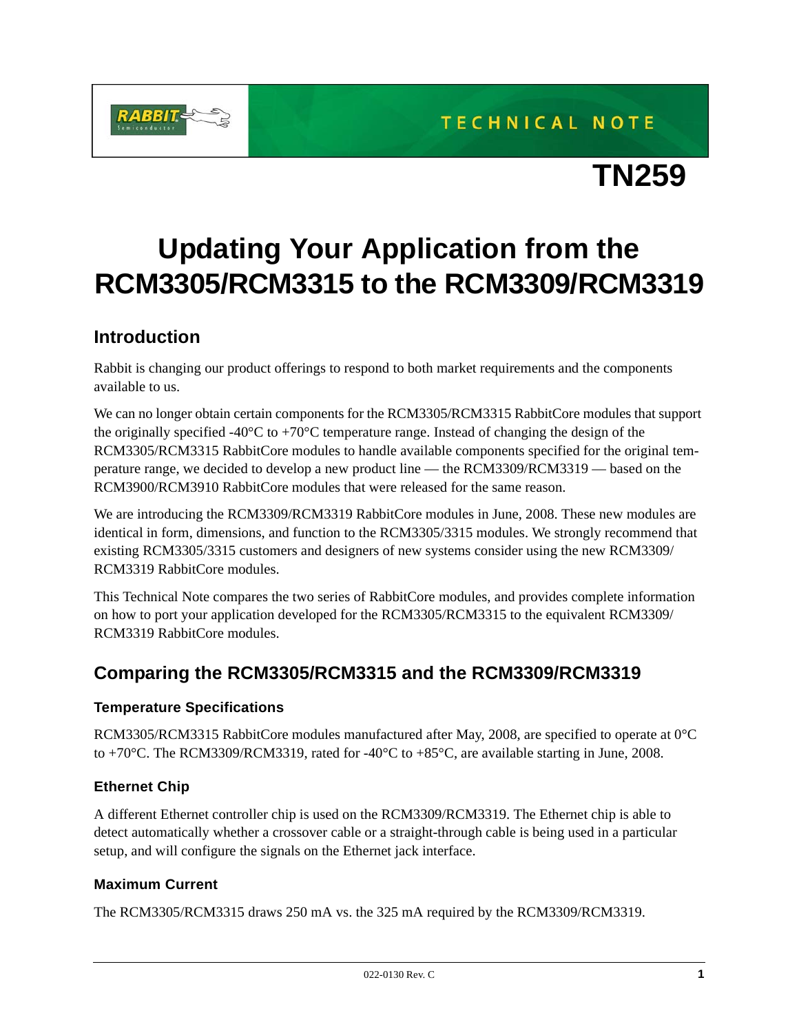TECHNICAL NOTE

# TN259

# Updating Your Application from the RCM3305/RCM3315 to the RCM3309/RCM3319

## Introduction

Rabbit is changing our product offerings to respond to both market requirements and the components available to us.

We can no longer obtain certain components for the RCM3305/RCM3315 RabbitCore modules that support the originally specified -40°C to +70°C temperature range. Instead of changing the design of the RCM3305/RCM3315 RabbitCore modules to handle available components specified for the original temperature range, we decided to develop a new product line — the RCM3309/RCM3319 — based on the RCM3900/RCM3910 RabbitCore modules that were released for the same reason.

We are introducing the RCM3309/RCM3319 RabbitCore modules in June, 2008. These new modules are identical in form, dimensions, and function to the RCM3305/3315 modules. We strongly recommend that existing RCM3305/3315 customers and designers of new systems consider using the new RCM3309/RCM3319 RabbitCore modules.

This Technical Note compares the two series of RabbitCore modules, and provides complete information on how to port your application developed for the RCM3305/RCM3315 to the equivalent RCM3309/RCM3319 RabbitCore modules.

## Comparing the RCM3305/RCM3315 and the RCM3309/RCM3319

### Temperature Specifications

RCM3305/RCM3315 RabbitCore modules manufactured after May, 2008, are specified to operate at 0°C to +70°C. The RCM3309/RCM3319, rated for -40°C to +85°C, are available starting in June, 2008.

### Ethernet Chip

A different Ethernet controller chip is used on the RCM3309/RCM3319. The Ethernet chip is able to detect automatically whether a crossover cable or a straight-through cable is being used in a particular setup, and will configure the signals on the Ethernet jack interface.

### Maximum Current

The RCM3305/RCM3315 draws 250 mA vs. the 325 mA required by the RCM3309/RCM3319.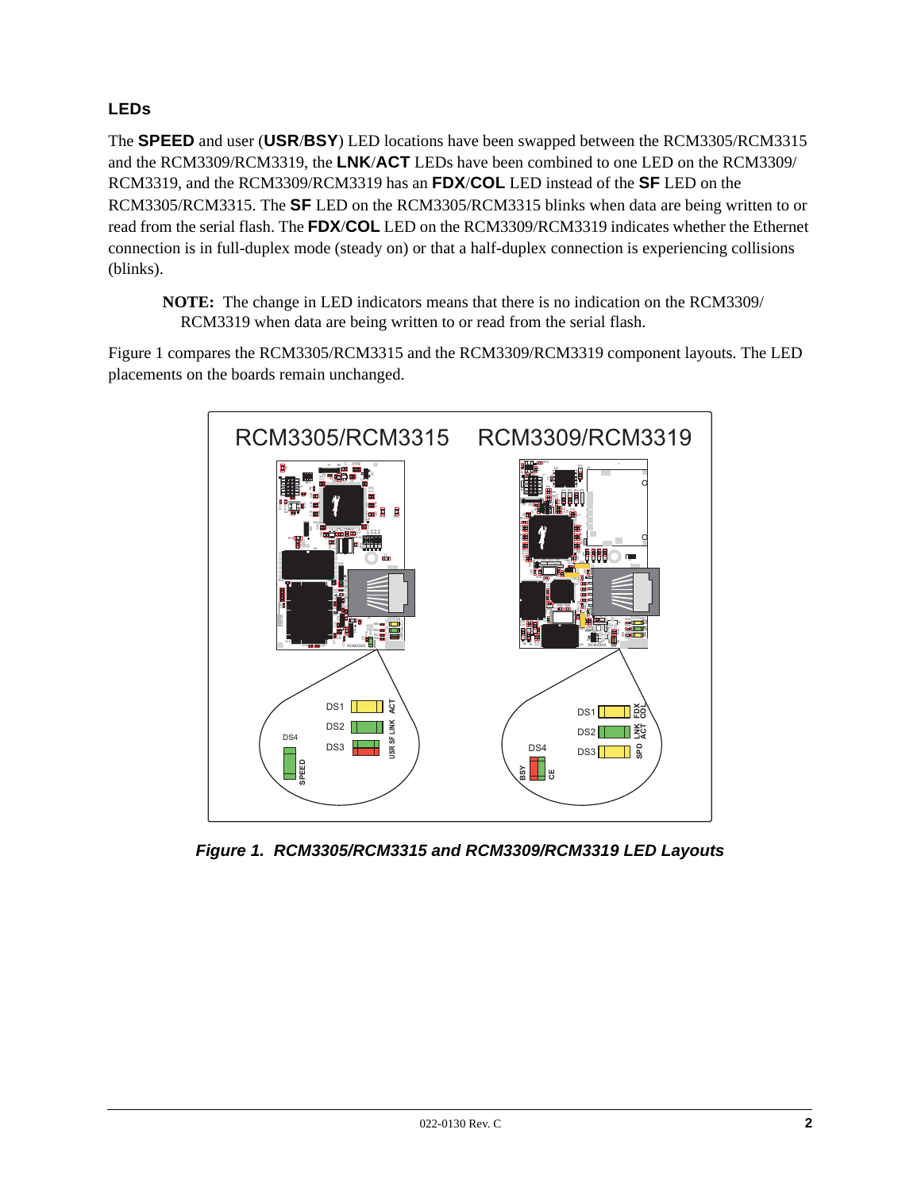### LEDs

The **SPEED** and user (**USR**/**BSY**) LED locations have been swapped between the RCM3305/RCM3315 and the RCM3309/RCM3319, the **LNK**/**ACT** LEDs have been combined to one LED on the RCM3309/RCM3319, and the RCM3309/RCM3319 has an **FDX**/**COL** LED instead of the **SF** LED on the RCM3305/RCM3315. The **SF** LED on the RCM3305/RCM3315 blinks when data are being written to or read from the serial flash. The **FDX**/**COL** LED on the RCM3309/RCM3319 indicates whether the Ethernet connection is in full-duplex mode (steady on) or that a half-duplex connection is experiencing collisions (blinks).

> **NOTE:** The change in LED indicators means that there is no indication on the RCM3309/RCM3319 when data are being written to or read from the serial flash.

Figure 1 compares the RCM3305/RCM3315 and the RCM3309/RCM3319 component layouts. The LED placements on the boards remain unchanged.

***Figure 1. RCM3305/RCM3315 and RCM3309/RCM3319 LED Layouts***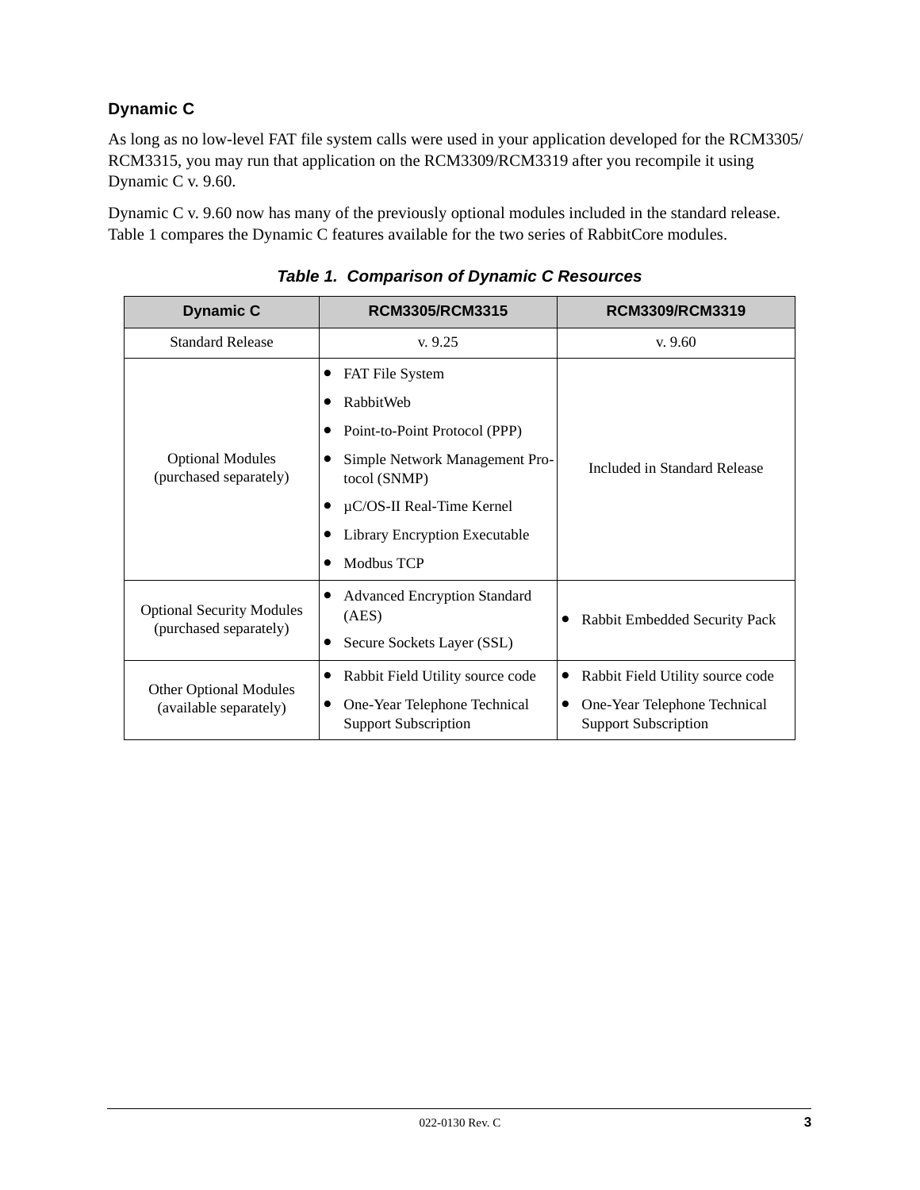### Dynamic C

As long as no low-level FAT file system calls were used in your application developed for the RCM3305/ RCM3315, you may run that application on the RCM3309/RCM3319 after you recompile it using Dynamic C v. 9.60.

Dynamic C v. 9.60 now has many of the previously optional modules included in the standard release. Table 1 compares the Dynamic C features available for the two series of RabbitCore modules.

***Table 1. Comparison of Dynamic C Resources***

| Dynamic C | RCM3305/RCM3315 | RCM3309/RCM3319 |
|---|---|---|
| Standard Release | v. 9.25 | v. 9.60 |
| Optional Modules (purchased separately) | • FAT File System<br>• RabbitWeb<br>• Point-to-Point Protocol (PPP)<br>• Simple Network Management Protocol (SNMP)<br>• µC/OS-II Real-Time Kernel<br>• Library Encryption Executable<br>• Modbus TCP | Included in Standard Release |
| Optional Security Modules (purchased separately) | • Advanced Encryption Standard (AES)<br>• Secure Sockets Layer (SSL) | • Rabbit Embedded Security Pack |
| Other Optional Modules (available separately) | • Rabbit Field Utility source code<br>• One-Year Telephone Technical Support Subscription | • Rabbit Field Utility source code<br>• One-Year Telephone Technical Support Subscription |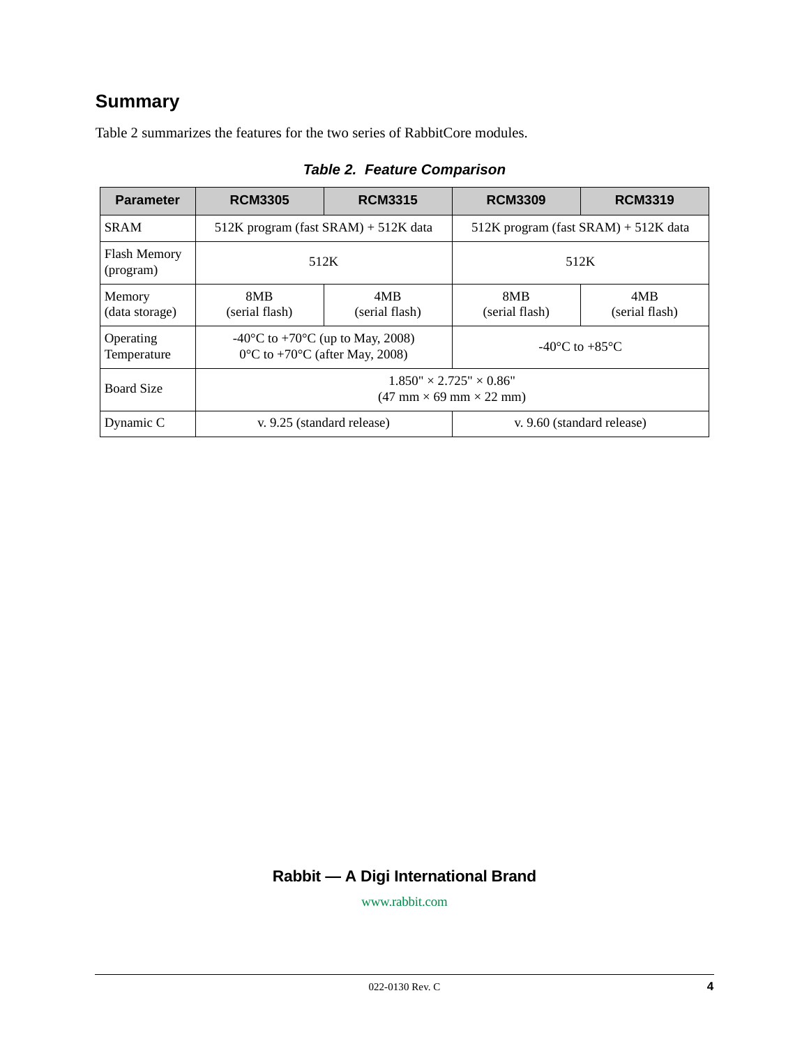## Summary

Table 2 summarizes the features for the two series of RabbitCore modules.

***Table 2. Feature Comparison***

| Parameter | RCM3305 | RCM3315 | RCM3309 | RCM3319 |
|---|---|---|---|---|
| SRAM | 512K program (fast SRAM) + 512K data | | 512K program (fast SRAM) + 512K data | |
| Flash Memory (program) | 512K | | 512K | |
| Memory (data storage) | 8MB (serial flash) | 4MB (serial flash) | 8MB (serial flash) | 4MB (serial flash) |
| Operating Temperature | -40°C to +70°C (up to May, 2008) 0°C to +70°C (after May, 2008) | | -40°C to +85°C | |
| Board Size | 1.850" × 2.725" × 0.86" (47 mm × 69 mm × 22 mm) | | | |
| Dynamic C | v. 9.25 (standard release) | | v. 9.60 (standard release) | |

**Rabbit — A Digi International Brand**

www.rabbit.com

022-0130 Rev. C